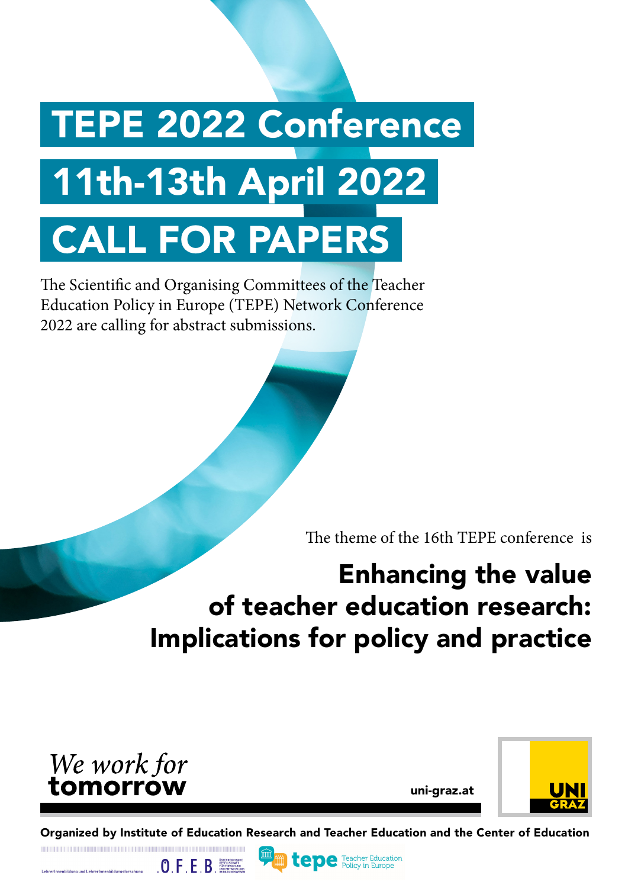# TEPE 2022 Conference

# 11th-13th April 2022

# CALL FOR PAPERS

The Scientific and Organising Committees of the Teacher Education Policy in Europe (TEPE) Network Conference 2022 are calling for abstract submissions.

The theme of the 16th TEPE conference is

## Enhancing the value of teacher education research: Implications for policy and practice

*We work for* **tomorrow**

uni-graz.at

UNI GRAZ

**Organized by Institute of Education Research and Teacher Education and the Center of Education**

LehrerInnenbildung und LehrerInnenbildungsforschung

Ö.F.E.B. Österreichische Gesellschaft für Forschung und Entwicklung im Bildungswesen

tepe Teacher Education Policy in Europe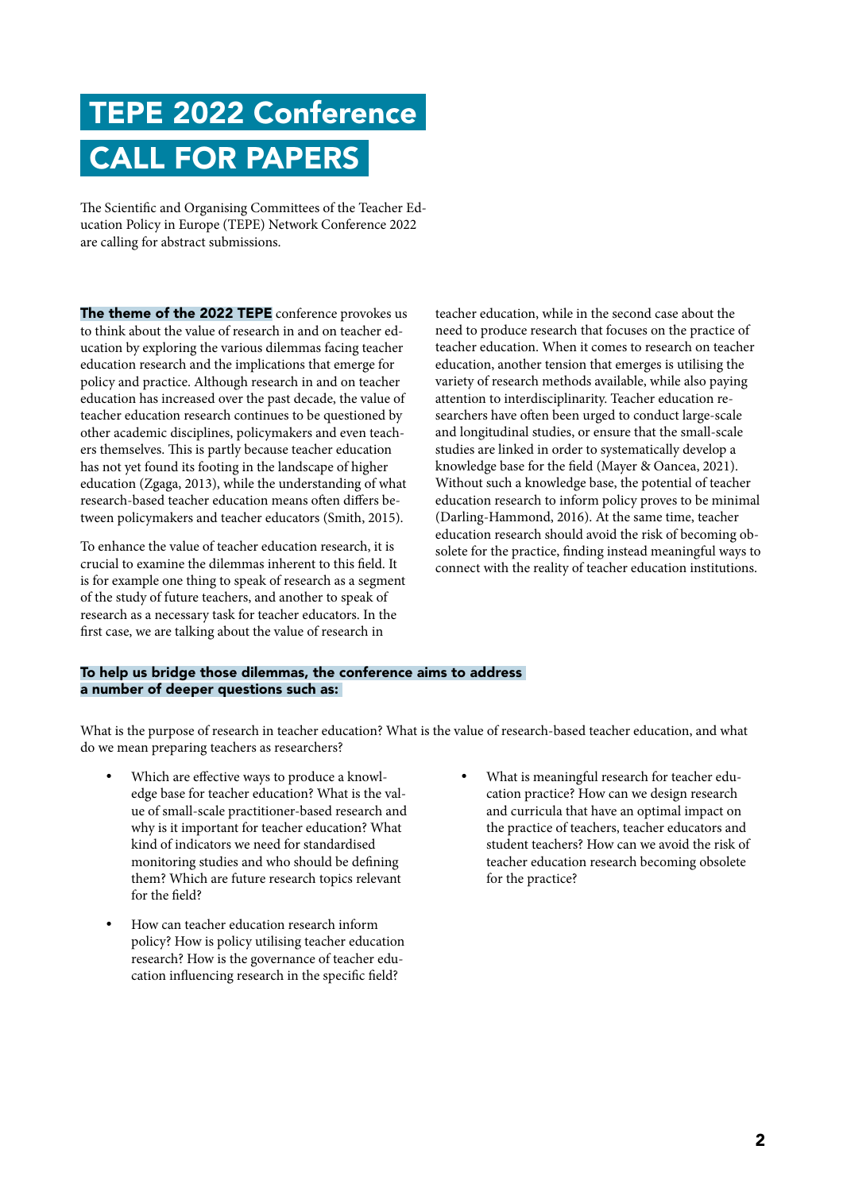# TEPE 2022 Conference CALL FOR PAPERS

The Scientific and Organising Committees of the Teacher Education Policy in Europe (TEPE) Network Conference 2022 are calling for abstract submissions.

**The theme of the 2022 TEPE** conference provokes us to think about the value of research in and on teacher education by exploring the various dilemmas facing teacher education research and the implications that emerge for policy and practice. Although research in and on teacher education has increased over the past decade, the value of teacher education research continues to be questioned by other academic disciplines, policymakers and even teachers themselves. This is partly because teacher education has not yet found its footing in the landscape of higher education (Zgaga, 2013), while the understanding of what research-based teacher education means often differs between policymakers and teacher educators (Smith, 2015).

To enhance the value of teacher education research, it is crucial to examine the dilemmas inherent to this field. It is for example one thing to speak of research as a segment of the study of future teachers, and another to speak of research as a necessary task for teacher educators. In the first case, we are talking about the value of research in teacher education, while in the second case about the need to produce research that focuses on the practice of teacher education. When it comes to research on teacher education, another tension that emerges is utilising the variety of research methods available, while also paying attention to interdisciplinarity. Teacher education researchers have often been urged to conduct large-scale and longitudinal studies, or ensure that the small-scale studies are linked in order to systematically develop a knowledge base for the field (Mayer & Oancea, 2021). Without such a knowledge base, the potential of teacher education research to inform policy proves to be minimal (Darling-Hammond, 2016). At the same time, teacher education research should avoid the risk of becoming obsolete for the practice, finding instead meaningful ways to connect with the reality of teacher education institutions.

**To help us bridge those dilemmas, the conference aims to address a number of deeper questions such as:**

What is the purpose of research in teacher education? What is the value of research-based teacher education, and what do we mean preparing teachers as researchers?

- Which are effective ways to produce a knowledge base for teacher education? What is the value of small-scale practitioner-based research and why is it important for teacher education? What kind of indicators we need for standardised monitoring studies and who should be defining them? Which are future research topics relevant for the field?
- How can teacher education research inform policy? How is policy utilising teacher education research? How is the governance of teacher education influencing research in the specific field?
- What is meaningful research for teacher education practice? How can we design research and curricula that have an optimal impact on the practice of teachers, teacher educators and student teachers? How can we avoid the risk of teacher education research becoming obsolete for the practice?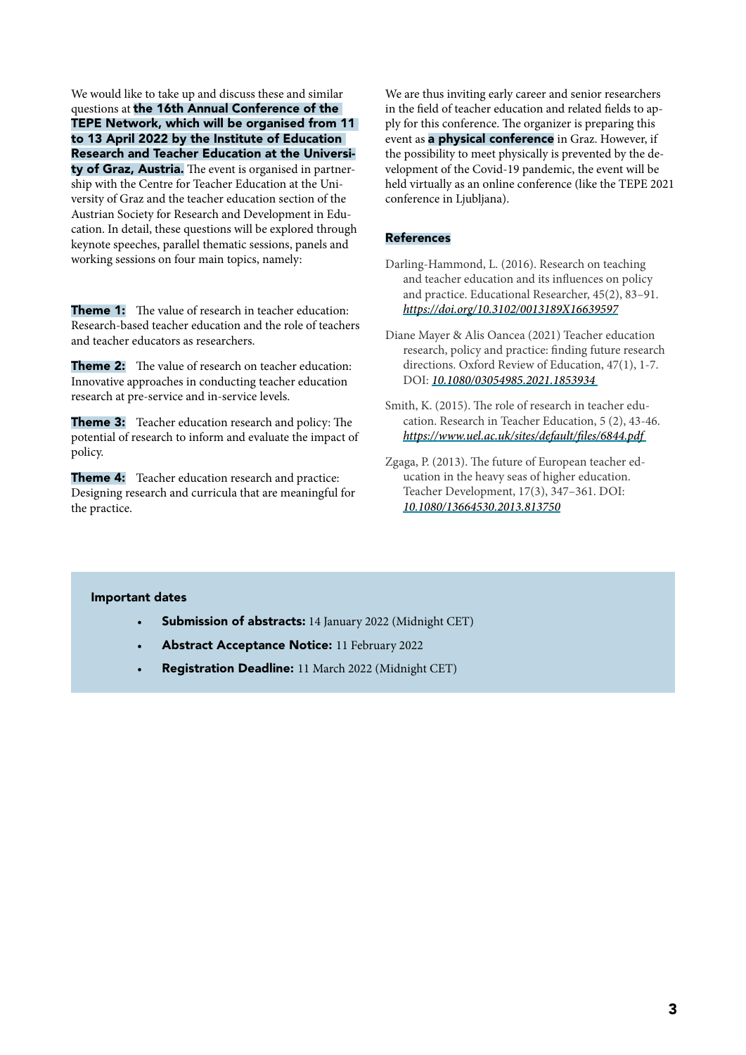We would like to take up and discuss these and similar questions at **the 16th Annual Conference of the TEPE Network, which will be organised from 11 to 13 April 2022 by the Institute of Education Research and Teacher Education at the University of Graz, Austria.** The event is organised in partnership with the Centre for Teacher Education at the University of Graz and the teacher education section of the Austrian Society for Research and Development in Education. In detail, these questions will be explored through keynote speeches, parallel thematic sessions, panels and working sessions on four main topics, namely:

**Theme 1:** The value of research in teacher education: Research-based teacher education and the role of teachers and teacher educators as researchers.

**Theme 2:** The value of research on teacher education: Innovative approaches in conducting teacher education research at pre-service and in-service levels.

**Theme 3:** Teacher education research and policy: The potential of research to inform and evaluate the impact of policy.

**Theme 4:** Teacher education research and practice: Designing research and curricula that are meaningful for the practice.

We are thus inviting early career and senior researchers in the field of teacher education and related fields to apply for this conference. The organizer is preparing this event as **a physical conference** in Graz. However, if the possibility to meet physically is prevented by the development of the Covid-19 pandemic, the event will be held virtually as an online conference (like the TEPE 2021 conference in Ljubljana).

## References

Darling-Hammond, L. (2016). Research on teaching and teacher education and its influences on policy and practice. Educational Researcher, 45(2), 83–91. *https://doi.org/10.3102/0013189X16639597*

Diane Mayer & Alis Oancea (2021) Teacher education research, policy and practice: finding future research directions. Oxford Review of Education, 47(1), 1-7. DOI: *10.1080/03054985.2021.1853934*

Smith, K. (2015). The role of research in teacher education. Research in Teacher Education, 5 (2), 43-46. *https://www.uel.ac.uk/sites/default/files/6844.pdf*

Zgaga, P. (2013). The future of European teacher education in the heavy seas of higher education. Teacher Development, 17(3), 347–361. DOI: *10.1080/13664530.2013.813750*

### Important dates

- **Submission of abstracts:** 14 January 2022 (Midnight CET)
- **Abstract Acceptance Notice:** 11 February 2022
- **Registration Deadline:** 11 March 2022 (Midnight CET)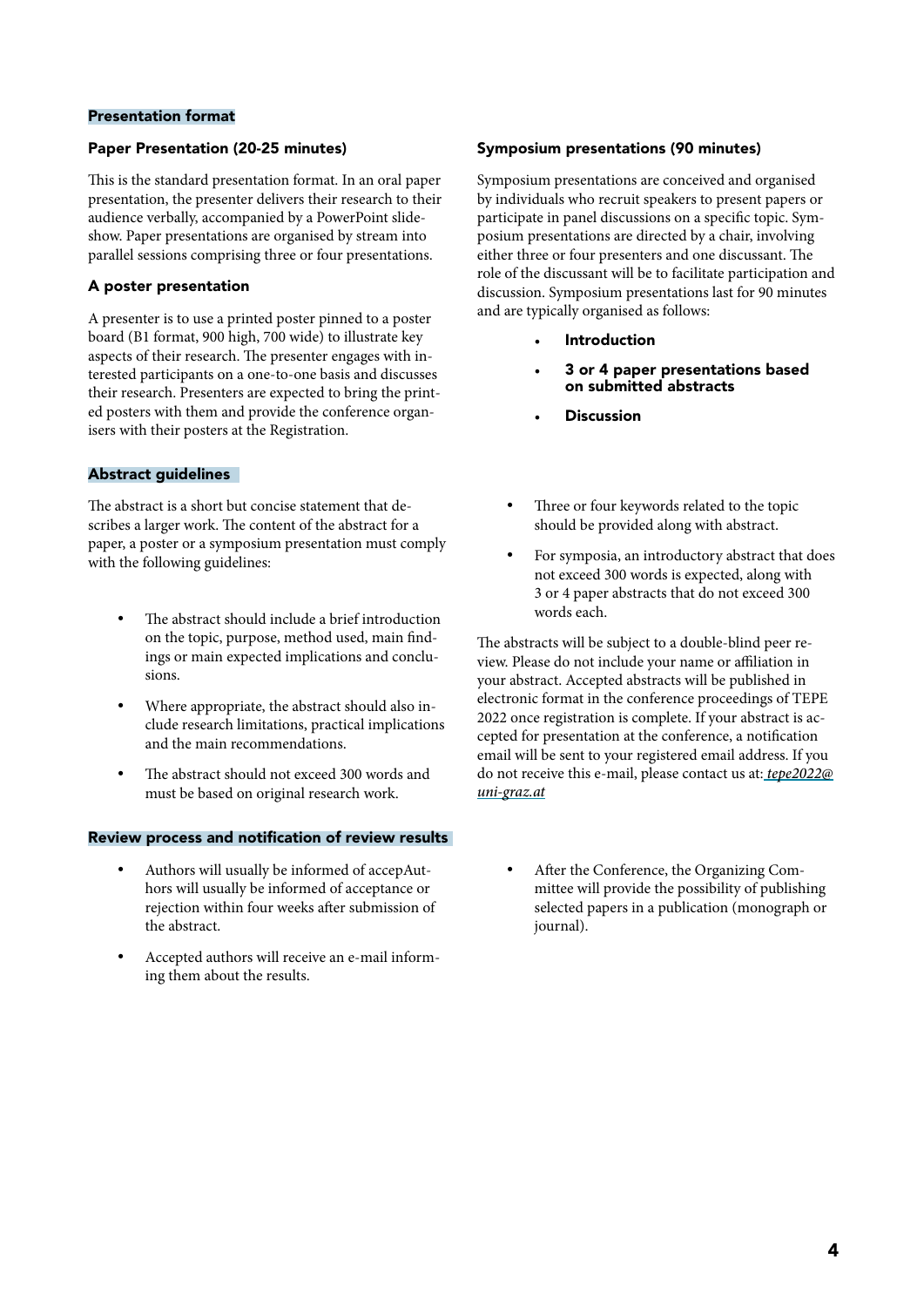## Presentation format

### Paper Presentation (20-25 minutes)

This is the standard presentation format. In an oral paper presentation, the presenter delivers their research to their audience verbally, accompanied by a PowerPoint slideshow. Paper presentations are organised by stream into parallel sessions comprising three or four presentations.

### A poster presentation

A presenter is to use a printed poster pinned to a poster board (B1 format, 900 high, 700 wide) to illustrate key aspects of their research. The presenter engages with interested participants on a one-to-one basis and discusses their research. Presenters are expected to bring the printed posters with them and provide the conference organisers with their posters at the Registration.

### Symposium presentations (90 minutes)

Symposium presentations are conceived and organised by individuals who recruit speakers to present papers or participate in panel discussions on a specific topic. Symposium presentations are directed by a chair, involving either three or four presenters and one discussant. The role of the discussant will be to facilitate participation and discussion. Symposium presentations last for 90 minutes and are typically organised as follows:

- **Introduction**
- **3 or 4 paper presentations based on submitted abstracts**
- **Discussion**

## Abstract guidelines

The abstract is a short but concise statement that describes a larger work. The content of the abstract for a paper, a poster or a symposium presentation must comply with the following guidelines:

- The abstract should include a brief introduction on the topic, purpose, method used, main findings or main expected implications and conclusions.
- Where appropriate, the abstract should also include research limitations, practical implications and the main recommendations.
- The abstract should not exceed 300 words and must be based on original research work.
- Three or four keywords related to the topic should be provided along with abstract.
- For symposia, an introductory abstract that does not exceed 300 words is expected, along with 3 or 4 paper abstracts that do not exceed 300 words each.

The abstracts will be subject to a double-blind peer review. Please do not include your name or affiliation in your abstract. Accepted abstracts will be published in electronic format in the conference proceedings of TEPE 2022 once registration is complete. If your abstract is accepted for presentation at the conference, a notification email will be sent to your registered email address. If you do not receive this e-mail, please contact us at: *tepe2022@uni-graz.at*

## Review process and notification of review results

- Authors will usually be informed of accepAuthors will usually be informed of acceptance or rejection within four weeks after submission of the abstract.
- Accepted authors will receive an e-mail informing them about the results.
- After the Conference, the Organizing Committee will provide the possibility of publishing selected papers in a publication (monograph or journal).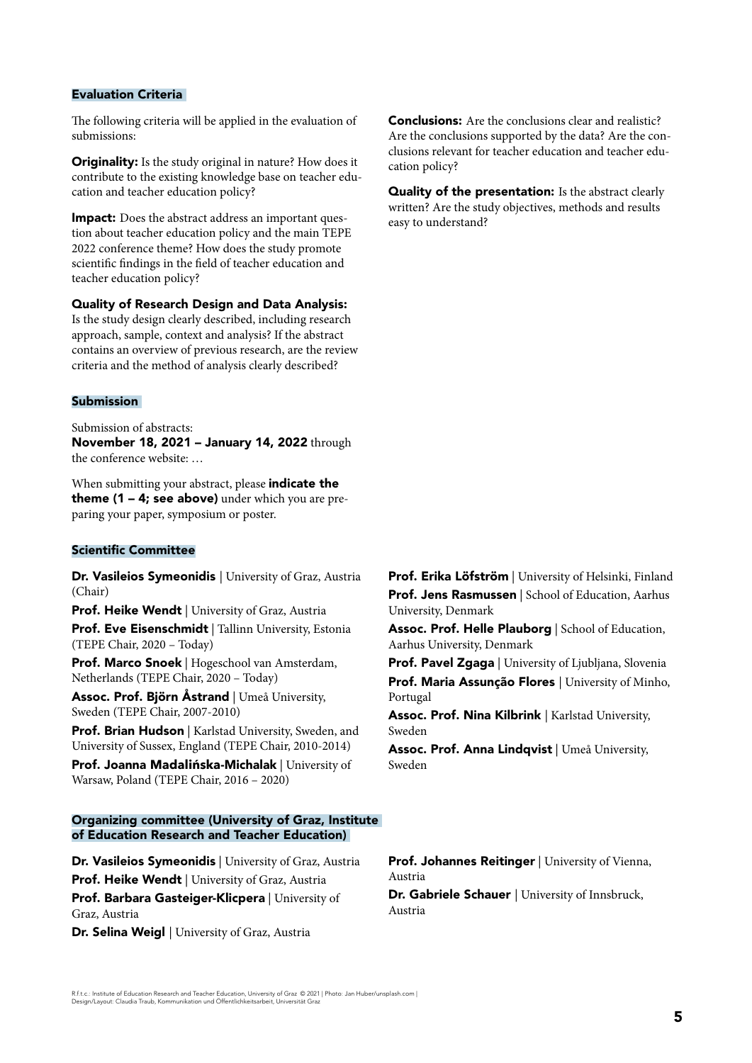## Evaluation Criteria

The following criteria will be applied in the evaluation of submissions:

**Originality:** Is the study original in nature? How does it contribute to the existing knowledge base on teacher education and teacher education policy?

**Impact:** Does the abstract address an important question about teacher education policy and the main TEPE 2022 conference theme? How does the study promote scientific findings in the field of teacher education and teacher education policy?

**Quality of Research Design and Data Analysis:** Is the study design clearly described, including research approach, sample, context and analysis? If the abstract contains an overview of previous research, are the review criteria and the method of analysis clearly described?

**Conclusions:** Are the conclusions clear and realistic? Are the conclusions supported by the data? Are the conclusions relevant for teacher education and teacher education policy?

**Quality of the presentation:** Is the abstract clearly written? Are the study objectives, methods and results easy to understand?

## Submission

Submission of abstracts:
**November 18, 2021 – January 14, 2022** through the conference website: …

When submitting your abstract, please **indicate the theme (1 – 4; see above)** under which you are preparing your paper, symposium or poster.

## Scientific Committee

**Dr. Vasileios Symeonidis** | University of Graz, Austria (Chair)
**Prof. Heike Wendt** | University of Graz, Austria
**Prof. Eve Eisenschmidt** | Tallinn University, Estonia (TEPE Chair, 2020 – Today)
**Prof. Marco Snoek** | Hogeschool van Amsterdam, Netherlands (TEPE Chair, 2020 – Today)
**Assoc. Prof. Björn Åstrand** | Umeå University, Sweden (TEPE Chair, 2007-2010)
**Prof. Brian Hudson** | Karlstad University, Sweden, and University of Sussex, England (TEPE Chair, 2010-2014)
**Prof. Joanna Madalińska-Michalak** | University of Warsaw, Poland (TEPE Chair, 2016 – 2020)
**Prof. Erika Löfström** | University of Helsinki, Finland
**Prof. Jens Rasmussen** | School of Education, Aarhus University, Denmark
**Assoc. Prof. Helle Plauborg** | School of Education, Aarhus University, Denmark
**Prof. Pavel Zgaga** | University of Ljubljana, Slovenia
**Prof. Maria Assunção Flores** | University of Minho, Portugal
**Assoc. Prof. Nina Kilbrink** | Karlstad University, Sweden
**Assoc. Prof. Anna Lindqvist** | Umeå University, Sweden

## Organizing committee (University of Graz, Institute of Education Research and Teacher Education)

**Dr. Vasileios Symeonidis** | University of Graz, Austria
**Prof. Heike Wendt** | University of Graz, Austria
**Prof. Barbara Gasteiger-Klicpera** | University of Graz, Austria
**Dr. Selina Weigl** | University of Graz, Austria
**Prof. Johannes Reitinger** | University of Vienna, Austria
**Dr. Gabriele Schauer** | University of Innsbruck, Austria

R.f.t.c.: Institute of Education Research and Teacher Education, University of Graz © 2021 | Photo: Jan Huber/unsplash.com | Design/Layout: Claudia Traub, Kommunikation und Öffentlichkeitsarbeit, Universität Graz